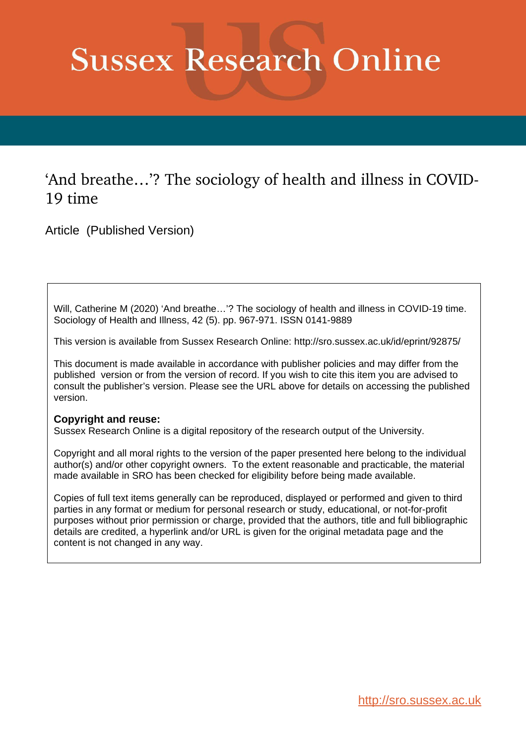# Sussex Research Online

## 'And breathe…'? The sociology of health and illness in COVID-19 time

Article (Published Version)

Will, Catherine M (2020) 'And breathe…'? The sociology of health and illness in COVID-19 time. Sociology of Health and Illness, 42 (5). pp. 967-971. ISSN 0141-9889

This version is available from Sussex Research Online: http://sro.sussex.ac.uk/id/eprint/92875/

This document is made available in accordance with publisher policies and may differ from the published version or from the version of record. If you wish to cite this item you are advised to consult the publisher's version. Please see the URL above for details on accessing the published version.

**Copyright and reuse:**
Sussex Research Online is a digital repository of the research output of the University.

Copyright and all moral rights to the version of the paper presented here belong to the individual author(s) and/or other copyright owners. To the extent reasonable and practicable, the material made available in SRO has been checked for eligibility before being made available.

Copies of full text items generally can be reproduced, displayed or performed and given to third parties in any format or medium for personal research or study, educational, or not-for-profit purposes without prior permission or charge, provided that the authors, title and full bibliographic details are credited, a hyperlink and/or URL is given for the original metadata page and the content is not changed in any way.

http://sro.sussex.ac.uk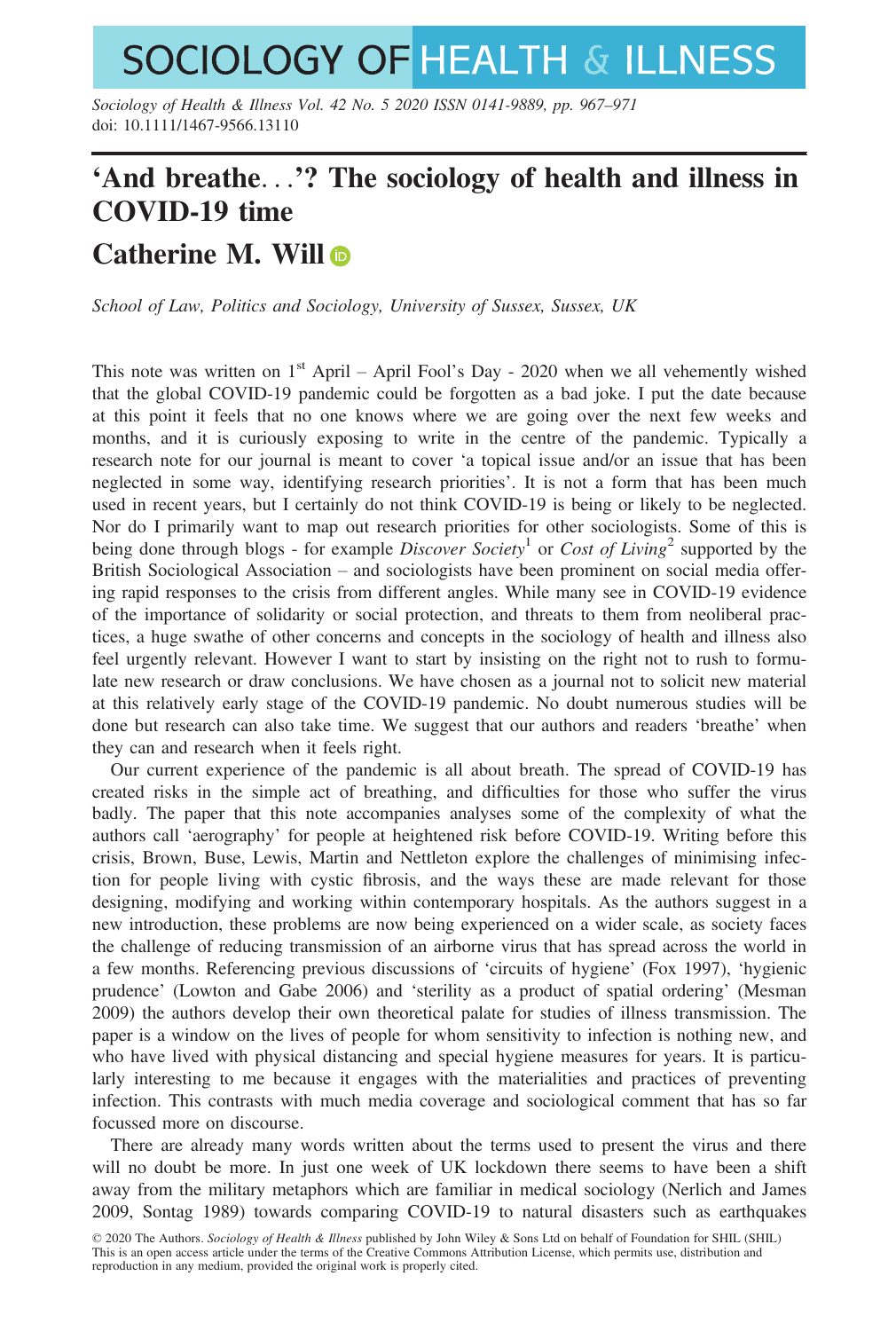# 'And breathe. . .'? The sociology of health and illness in COVID-19 time

## Catherine M. Will

*School of Law, Politics and Sociology, University of Sussex, Sussex, UK*

This note was written on 1st April – April Fool's Day - 2020 when we all vehemently wished that the global COVID-19 pandemic could be forgotten as a bad joke. I put the date because at this point it feels that no one knows where we are going over the next few weeks and months, and it is curiously exposing to write in the centre of the pandemic. Typically a research note for our journal is meant to cover 'a topical issue and/or an issue that has been neglected in some way, identifying research priorities'. It is not a form that has been much used in recent years, but I certainly do not think COVID-19 is being or likely to be neglected. Nor do I primarily want to map out research priorities for other sociologists. Some of this is being done through blogs - for example *Discover Society*[1] or *Cost of Living*[2] supported by the British Sociological Association – and sociologists have been prominent on social media offering rapid responses to the crisis from different angles. While many see in COVID-19 evidence of the importance of solidarity or social protection, and threats to them from neoliberal practices, a huge swathe of other concerns and concepts in the sociology of health and illness also feel urgently relevant. However I want to start by insisting on the right not to rush to formulate new research or draw conclusions. We have chosen as a journal not to solicit new material at this relatively early stage of the COVID-19 pandemic. No doubt numerous studies will be done but research can also take time. We suggest that our authors and readers 'breathe' when they can and research when it feels right.

Our current experience of the pandemic is all about breath. The spread of COVID-19 has created risks in the simple act of breathing, and difficulties for those who suffer the virus badly. The paper that this note accompanies analyses some of the complexity of what the authors call 'aerography' for people at heightened risk before COVID-19. Writing before this crisis, Brown, Buse, Lewis, Martin and Nettleton explore the challenges of minimising infection for people living with cystic fibrosis, and the ways these are made relevant for those designing, modifying and working within contemporary hospitals. As the authors suggest in a new introduction, these problems are now being experienced on a wider scale, as society faces the challenge of reducing transmission of an airborne virus that has spread across the world in a few months. Referencing previous discussions of 'circuits of hygiene' (Fox 1997), 'hygienic prudence' (Lowton and Gabe 2006) and 'sterility as a product of spatial ordering' (Mesman 2009) the authors develop their own theoretical palate for studies of illness transmission. The paper is a window on the lives of people for whom sensitivity to infection is nothing new, and who have lived with physical distancing and special hygiene measures for years. It is particularly interesting to me because it engages with the materialities and practices of preventing infection. This contrasts with much media coverage and sociological comment that has so far focussed more on discourse.

There are already many words written about the terms used to present the virus and there will no doubt be more. In just one week of UK lockdown there seems to have been a shift away from the military metaphors which are familiar in medical sociology (Nerlich and James 2009, Sontag 1989) towards comparing COVID-19 to natural disasters such as earthquakes

© 2020 The Authors. *Sociology of Health & Illness* published by John Wiley & Sons Ltd on behalf of Foundation for SHIL (SHIL) This is an open access article under the terms of the Creative Commons Attribution License, which permits use, distribution and reproduction in any medium, provided the original work is properly cited.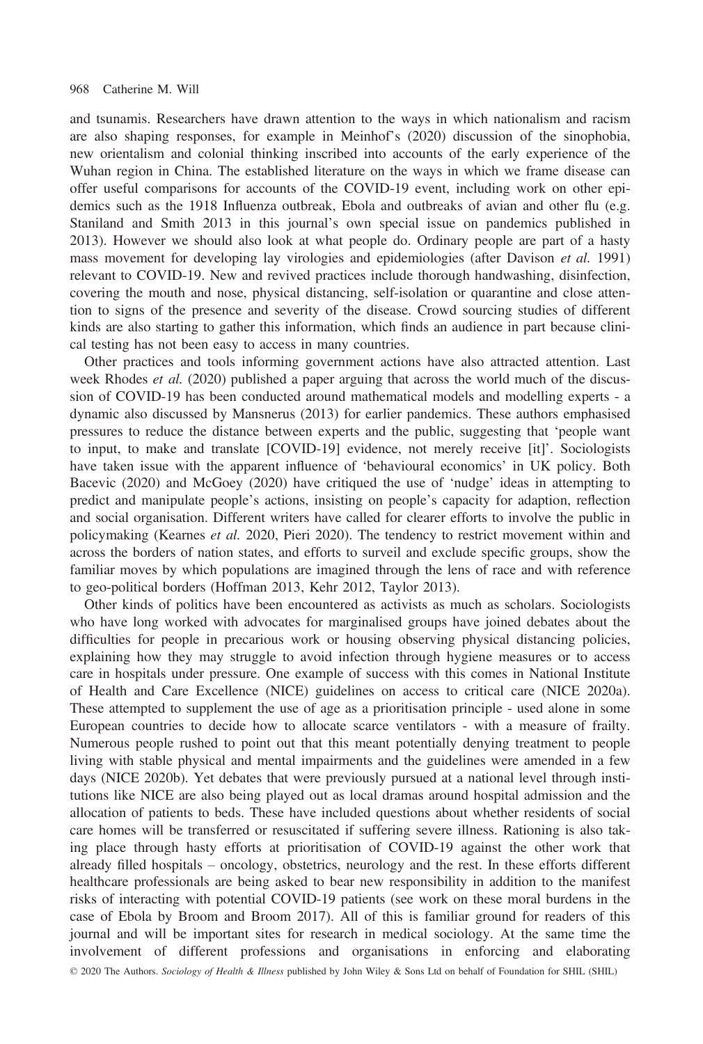and tsunamis. Researchers have drawn attention to the ways in which nationalism and racism are also shaping responses, for example in Meinhof's (2020) discussion of the sinophobia, new orientalism and colonial thinking inscribed into accounts of the early experience of the Wuhan region in China. The established literature on the ways in which we frame disease can offer useful comparisons for accounts of the COVID-19 event, including work on other epidemics such as the 1918 Influenza outbreak, Ebola and outbreaks of avian and other flu (e.g. Staniland and Smith 2013 in this journal's own special issue on pandemics published in 2013). However we should also look at what people do. Ordinary people are part of a hasty mass movement for developing lay virologies and epidemiologies (after Davison *et al.* 1991) relevant to COVID-19. New and revived practices include thorough handwashing, disinfection, covering the mouth and nose, physical distancing, self-isolation or quarantine and close attention to signs of the presence and severity of the disease. Crowd sourcing studies of different kinds are also starting to gather this information, which finds an audience in part because clinical testing has not been easy to access in many countries.

Other practices and tools informing government actions have also attracted attention. Last week Rhodes *et al.* (2020) published a paper arguing that across the world much of the discussion of COVID-19 has been conducted around mathematical models and modelling experts - a dynamic also discussed by Mansnerus (2013) for earlier pandemics. These authors emphasised pressures to reduce the distance between experts and the public, suggesting that 'people want to input, to make and translate [COVID-19] evidence, not merely receive [it]'. Sociologists have taken issue with the apparent influence of 'behavioural economics' in UK policy. Both Bacevic (2020) and McGoey (2020) have critiqued the use of 'nudge' ideas in attempting to predict and manipulate people's actions, insisting on people's capacity for adaption, reflection and social organisation. Different writers have called for clearer efforts to involve the public in policymaking (Kearnes *et al.* 2020, Pieri 2020). The tendency to restrict movement within and across the borders of nation states, and efforts to surveil and exclude specific groups, show the familiar moves by which populations are imagined through the lens of race and with reference to geo-political borders (Hoffman 2013, Kehr 2012, Taylor 2013).

Other kinds of politics have been encountered as activists as much as scholars. Sociologists who have long worked with advocates for marginalised groups have joined debates about the difficulties for people in precarious work or housing observing physical distancing policies, explaining how they may struggle to avoid infection through hygiene measures or to access care in hospitals under pressure. One example of success with this comes in National Institute of Health and Care Excellence (NICE) guidelines on access to critical care (NICE 2020a). These attempted to supplement the use of age as a prioritisation principle - used alone in some European countries to decide how to allocate scarce ventilators - with a measure of frailty. Numerous people rushed to point out that this meant potentially denying treatment to people living with stable physical and mental impairments and the guidelines were amended in a few days (NICE 2020b). Yet debates that were previously pursued at a national level through institutions like NICE are also being played out as local dramas around hospital admission and the allocation of patients to beds. These have included questions about whether residents of social care homes will be transferred or resuscitated if suffering severe illness. Rationing is also taking place through hasty efforts at prioritisation of COVID-19 against the other work that already filled hospitals – oncology, obstetrics, neurology and the rest. In these efforts different healthcare professionals are being asked to bear new responsibility in addition to the manifest risks of interacting with potential COVID-19 patients (see work on these moral burdens in the case of Ebola by Broom and Broom 2017). All of this is familiar ground for readers of this journal and will be important sites for research in medical sociology. At the same time the involvement of different professions and organisations in enforcing and elaborating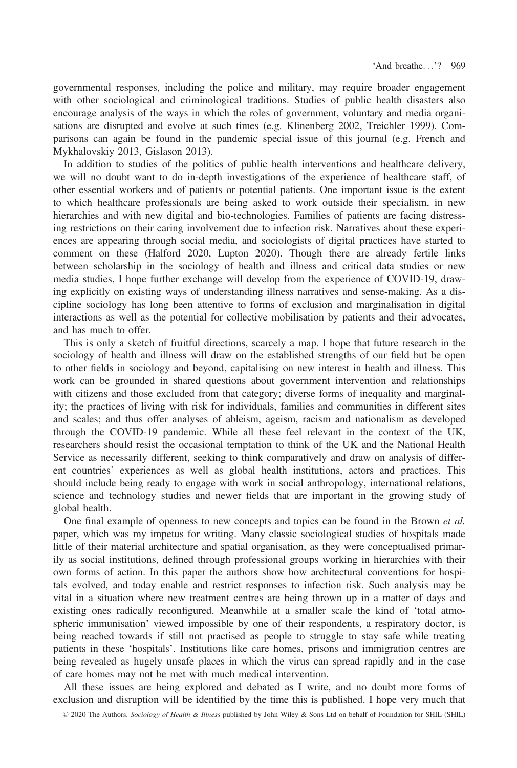governmental responses, including the police and military, may require broader engagement with other sociological and criminological traditions. Studies of public health disasters also encourage analysis of the ways in which the roles of government, voluntary and media organisations are disrupted and evolve at such times (e.g. Klinenberg 2002, Treichler 1999). Comparisons can again be found in the pandemic special issue of this journal (e.g. French and Mykhalovskiy 2013, Gislason 2013).

In addition to studies of the politics of public health interventions and healthcare delivery, we will no doubt want to do in-depth investigations of the experience of healthcare staff, of other essential workers and of patients or potential patients. One important issue is the extent to which healthcare professionals are being asked to work outside their specialism, in new hierarchies and with new digital and bio-technologies. Families of patients are facing distressing restrictions on their caring involvement due to infection risk. Narratives about these experiences are appearing through social media, and sociologists of digital practices have started to comment on these (Halford 2020, Lupton 2020). Though there are already fertile links between scholarship in the sociology of health and illness and critical data studies or new media studies, I hope further exchange will develop from the experience of COVID-19, drawing explicitly on existing ways of understanding illness narratives and sense-making. As a discipline sociology has long been attentive to forms of exclusion and marginalisation in digital interactions as well as the potential for collective mobilisation by patients and their advocates, and has much to offer.

This is only a sketch of fruitful directions, scarcely a map. I hope that future research in the sociology of health and illness will draw on the established strengths of our field but be open to other fields in sociology and beyond, capitalising on new interest in health and illness. This work can be grounded in shared questions about government intervention and relationships with citizens and those excluded from that category; diverse forms of inequality and marginality; the practices of living with risk for individuals, families and communities in different sites and scales; and thus offer analyses of ableism, ageism, racism and nationalism as developed through the COVID-19 pandemic. While all these feel relevant in the context of the UK, researchers should resist the occasional temptation to think of the UK and the National Health Service as necessarily different, seeking to think comparatively and draw on analysis of different countries' experiences as well as global health institutions, actors and practices. This should include being ready to engage with work in social anthropology, international relations, science and technology studies and newer fields that are important in the growing study of global health.

One final example of openness to new concepts and topics can be found in the Brown *et al.* paper, which was my impetus for writing. Many classic sociological studies of hospitals made little of their material architecture and spatial organisation, as they were conceptualised primarily as social institutions, defined through professional groups working in hierarchies with their own forms of action. In this paper the authors show how architectural conventions for hospitals evolved, and today enable and restrict responses to infection risk. Such analysis may be vital in a situation where new treatment centres are being thrown up in a matter of days and existing ones radically reconfigured. Meanwhile at a smaller scale the kind of 'total atmospheric immunisation' viewed impossible by one of their respondents, a respiratory doctor, is being reached towards if still not practised as people to struggle to stay safe while treating patients in these 'hospitals'. Institutions like care homes, prisons and immigration centres are being revealed as hugely unsafe places in which the virus can spread rapidly and in the case of care homes may not be met with much medical intervention.

All these issues are being explored and debated as I write, and no doubt more forms of exclusion and disruption will be identified by the time this is published. I hope very much that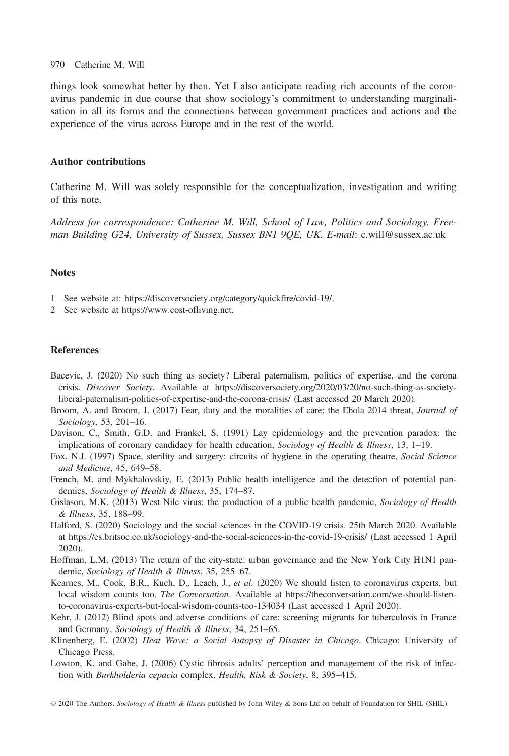things look somewhat better by then. Yet I also anticipate reading rich accounts of the coronavirus pandemic in due course that show sociology's commitment to understanding marginalisation in all its forms and the connections between government practices and actions and the experience of the virus across Europe and in the rest of the world.

### Author contributions

Catherine M. Will was solely responsible for the conceptualization, investigation and writing of this note.

*Address for correspondence: Catherine M. Will, School of Law, Politics and Sociology, Freeman Building G24, University of Sussex, Sussex BN1 9QE, UK. E-mail*: c.will@sussex.ac.uk

### Notes

1 See website at: https://discoversociety.org/category/quickfire/covid-19/.

2 See website at https://www.cost-ofliving.net.

### References

Bacevic, J. (2020) No such thing as society? Liberal paternalism, politics of expertise, and the corona crisis. *Discover Society*. Available at https://discoversociety.org/2020/03/20/no-such-thing-as-society-liberal-paternalism-politics-of-expertise-and-the-corona-crisis/ (Last accessed 20 March 2020).

Broom, A. and Broom, J. (2017) Fear, duty and the moralities of care: the Ebola 2014 threat, *Journal of Sociology*, 53, 201–16.

Davison, C., Smith, G.D. and Frankel, S. (1991) Lay epidemiology and the prevention paradox: the implications of coronary candidacy for health education, *Sociology of Health & Illness*, 13, 1–19.

Fox, N.J. (1997) Space, sterility and surgery: circuits of hygiene in the operating theatre, *Social Science and Medicine*, 45, 649–58.

French, M. and Mykhalovskiy, E. (2013) Public health intelligence and the detection of potential pandemics, *Sociology of Health & Illness*, 35, 174–87.

Gislason, M.K. (2013) West Nile virus: the production of a public health pandemic, *Sociology of Health & Illness*, 35, 188–99.

Halford, S. (2020) Sociology and the social sciences in the COVID-19 crisis. 25th March 2020. Available at https://es.britsoc.co.uk/sociology-and-the-social-sciences-in-the-covid-19-crisis/ (Last accessed 1 April 2020).

Hoffman, L.M. (2013) The return of the city-state: urban governance and the New York City H1N1 pandemic, *Sociology of Health & Illness*, 35, 255–67.

Kearnes, M., Cook, B.R., Kuch, D., Leach, J., *et al.* (2020) We should listen to coronavirus experts, but local wisdom counts too. *The Conversation*. Available at https://theconversation.com/we-should-listen-to-coronavirus-experts-but-local-wisdom-counts-too-134034 (Last accessed 1 April 2020).

Kehr, J. (2012) Blind spots and adverse conditions of care: screening migrants for tuberculosis in France and Germany, *Sociology of Health & Illness*, 34, 251–65.

Klinenberg, E. (2002) *Heat Wave: a Social Autopsy of Disaster in Chicago*. Chicago: University of Chicago Press.

Lowton, K. and Gabe, J. (2006) Cystic fibrosis adults' perception and management of the risk of infection with *Burkholderia cepacia* complex, *Health, Risk & Society*, 8, 395–415.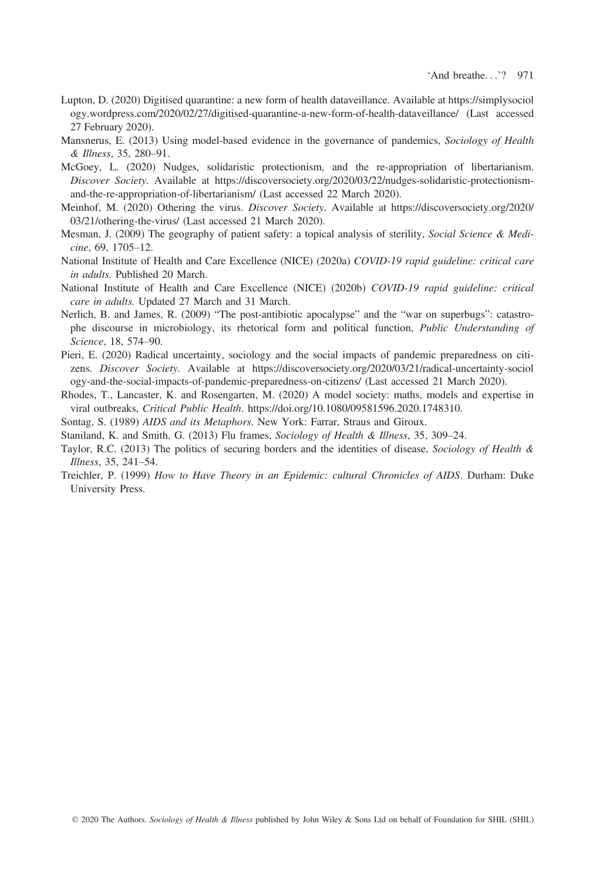Lupton, D. (2020) Digitised quarantine: a new form of health dataveillance. Available at https://simplysociology.wordpress.com/2020/02/27/digitised-quarantine-a-new-form-of-health-dataveillance/ (Last accessed 27 February 2020).

Mansnerus, E. (2013) Using model-based evidence in the governance of pandemics, *Sociology of Health & Illness*, 35, 280–91.

McGoey, L. (2020) Nudges, solidaristic protectionism, and the re-appropriation of libertarianism. *Discover Society*. Available at https://discoversociety.org/2020/03/22/nudges-solidaristic-protectionism-and-the-re-appropriation-of-libertarianism/ (Last accessed 22 March 2020).

Meinhof, M. (2020) Othering the virus. *Discover Society*. Available at https://discoversociety.org/2020/03/21/othering-the-virus/ (Last accessed 21 March 2020).

Mesman, J. (2009) The geography of patient safety: a topical analysis of sterility, *Social Science & Medicine*, 69, 1705–12.

National Institute of Health and Care Excellence (NICE) (2020a) *COVID-19 rapid guideline: critical care in adults.* Published 20 March.

National Institute of Health and Care Excellence (NICE) (2020b) *COVID-19 rapid guideline: critical care in adults.* Updated 27 March and 31 March.

Nerlich, B. and James, R. (2009) "The post-antibiotic apocalypse" and the "war on superbugs": catastrophe discourse in microbiology, its rhetorical form and political function, *Public Understanding of Science*, 18, 574–90.

Pieri, E. (2020) Radical uncertainty, sociology and the social impacts of pandemic preparedness on citizens. *Discover Society*. Available at https://discoversociety.org/2020/03/21/radical-uncertainty-sociology-and-the-social-impacts-of-pandemic-preparedness-on-citizens/ (Last accessed 21 March 2020).

Rhodes, T., Lancaster, K. and Rosengarten, M. (2020) A model society: maths, models and expertise in viral outbreaks, *Critical Public Health*. https://doi.org/10.1080/09581596.2020.1748310.

Sontag, S. (1989) *AIDS and its Metaphors*. New York: Farrar, Straus and Giroux.

Staniland, K. and Smith, G. (2013) Flu frames, *Sociology of Health & Illness*, 35, 309–24.

Taylor, R.C. (2013) The politics of securing borders and the identities of disease, *Sociology of Health & Illness*, 35, 241–54.

Treichler, P. (1999) *How to Have Theory in an Epidemic: cultural Chronicles of AIDS*. Durham: Duke University Press.